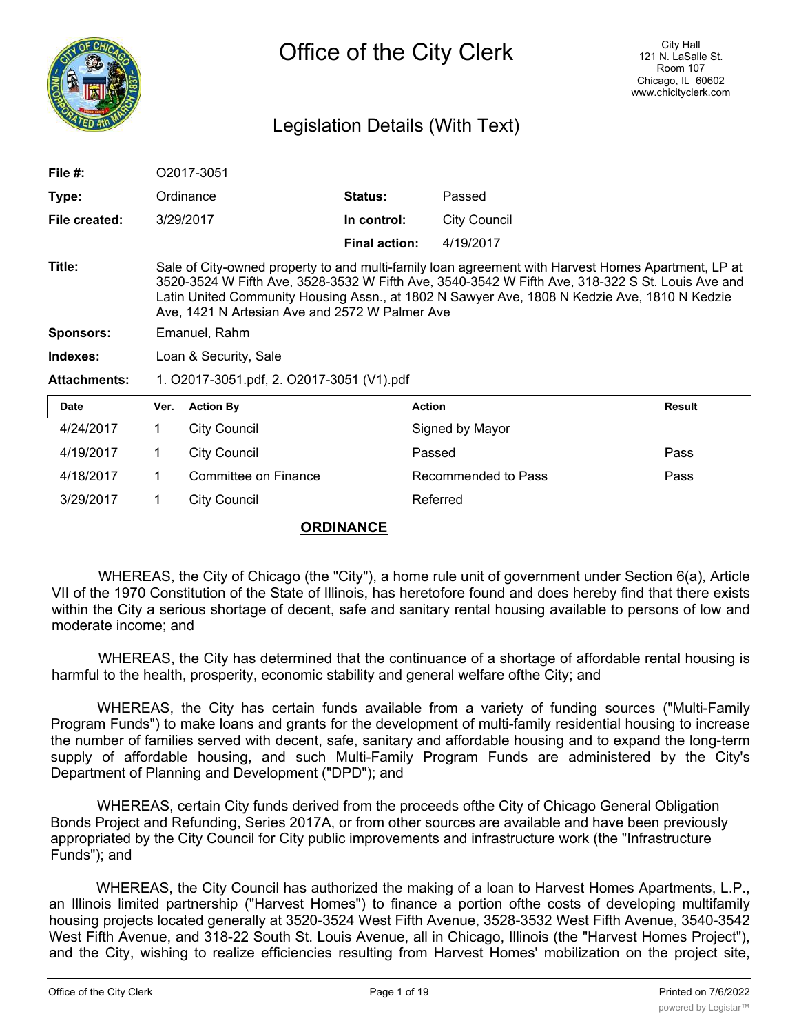# Office of the City Clerk

City Hall
121 N. LaSalle St.
Room 107
Chicago, IL 60602
www.chicityclerk.com

## Legislation Details (With Text)

| | | | |
|---|---|---|---|
| **File #:** | O2017-3051 | | |
| **Type:** | Ordinance | **Status:** | Passed |
| **File created:** | 3/29/2017 | **In control:** | City Council |
| | | **Final action:** | 4/19/2017 |

**Title:** Sale of City-owned property to and multi-family loan agreement with Harvest Homes Apartment, LP at 3520-3524 W Fifth Ave, 3528-3532 W Fifth Ave, 3540-3542 W Fifth Ave, 318-322 S St. Louis Ave and Latin United Community Housing Assn., at 1802 N Sawyer Ave, 1808 N Kedzie Ave, 1810 N Kedzie Ave, 1421 N Artesian Ave and 2572 W Palmer Ave

**Sponsors:** Emanuel, Rahm

**Indexes:** Loan & Security, Sale

**Attachments:** 1. O2017-3051.pdf, 2. O2017-3051 (V1).pdf

| Date | Ver. | Action By | Action | Result |
|---|---|---|---|---|
| 4/24/2017 | 1 | City Council | Signed by Mayor | |
| 4/19/2017 | 1 | City Council | Passed | Pass |
| 4/18/2017 | 1 | Committee on Finance | Recommended to Pass | Pass |
| 3/29/2017 | 1 | City Council | Referred | |

**ORDINANCE**

WHEREAS, the City of Chicago (the "City"), a home rule unit of government under Section 6(a), Article VII of the 1970 Constitution of the State of Illinois, has heretofore found and does hereby find that there exists within the City a serious shortage of decent, safe and sanitary rental housing available to persons of low and moderate income; and

WHEREAS, the City has determined that the continuance of a shortage of affordable rental housing is harmful to the health, prosperity, economic stability and general welfare ofthe City; and

WHEREAS, the City has certain funds available from a variety of funding sources ("Multi-Family Program Funds") to make loans and grants for the development of multi-family residential housing to increase the number of families served with decent, safe, sanitary and affordable housing and to expand the long-term supply of affordable housing, and such Multi-Family Program Funds are administered by the City's Department of Planning and Development ("DPD"); and

WHEREAS, certain City funds derived from the proceeds ofthe City of Chicago General Obligation Bonds Project and Refunding, Series 2017A, or from other sources are available and have been previously appropriated by the City Council for City public improvements and infrastructure work (the "Infrastructure Funds"); and

WHEREAS, the City Council has authorized the making of a loan to Harvest Homes Apartments, L.P., an Illinois limited partnership ("Harvest Homes") to finance a portion ofthe costs of developing multifamily housing projects located generally at 3520-3524 West Fifth Avenue, 3528-3532 West Fifth Avenue, 3540-3542 West Fifth Avenue, and 318-22 South St. Louis Avenue, all in Chicago, Illinois (the "Harvest Homes Project"), and the City, wishing to realize efficiencies resulting from Harvest Homes' mobilization on the project site,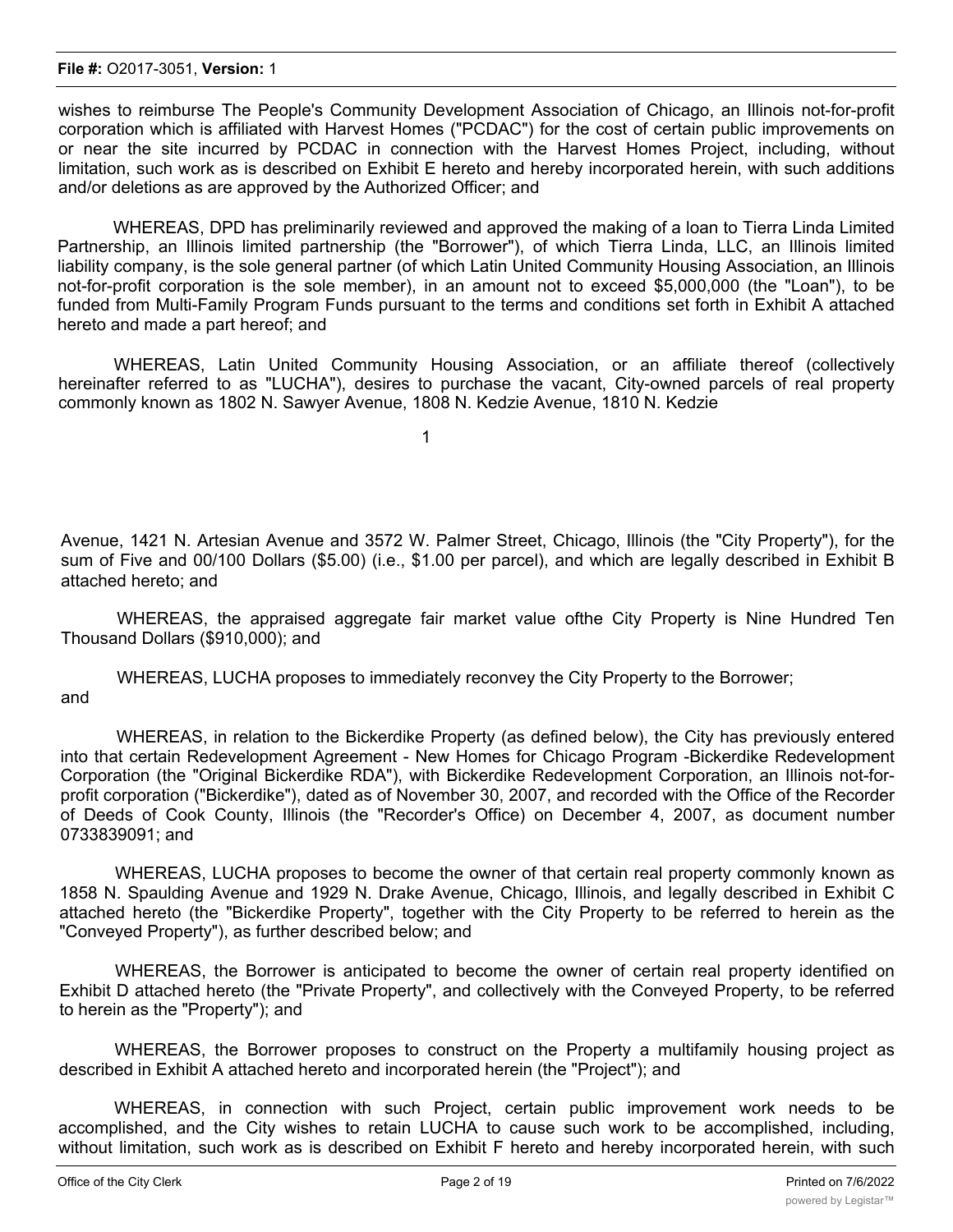wishes to reimburse The People's Community Development Association of Chicago, an Illinois not-for-profit corporation which is affiliated with Harvest Homes ("PCDAC") for the cost of certain public improvements on or near the site incurred by PCDAC in connection with the Harvest Homes Project, including, without limitation, such work as is described on Exhibit E hereto and hereby incorporated herein, with such additions and/or deletions as are approved by the Authorized Officer; and

WHEREAS, DPD has preliminarily reviewed and approved the making of a loan to Tierra Linda Limited Partnership, an Illinois limited partnership (the "Borrower"), of which Tierra Linda, LLC, an Illinois limited liability company, is the sole general partner (of which Latin United Community Housing Association, an Illinois not-for-profit corporation is the sole member), in an amount not to exceed $5,000,000 (the "Loan"), to be funded from Multi-Family Program Funds pursuant to the terms and conditions set forth in Exhibit A attached hereto and made a part hereof; and

WHEREAS, Latin United Community Housing Association, or an affiliate thereof (collectively hereinafter referred to as "LUCHA"), desires to purchase the vacant, City-owned parcels of real property commonly known as 1802 N. Sawyer Avenue, 1808 N. Kedzie Avenue, 1810 N. Kedzie Avenue, 1421 N. Artesian Avenue and 3572 W. Palmer Street, Chicago, Illinois (the "City Property"), for the sum of Five and 00/100 Dollars ($5.00) (i.e., $1.00 per parcel), and which are legally described in Exhibit B attached hereto; and

WHEREAS, the appraised aggregate fair market value ofthe City Property is Nine Hundred Ten Thousand Dollars ($910,000); and

WHEREAS, LUCHA proposes to immediately reconvey the City Property to the Borrower; and

WHEREAS, in relation to the Bickerdike Property (as defined below), the City has previously entered into that certain Redevelopment Agreement - New Homes for Chicago Program -Bickerdike Redevelopment Corporation (the "Original Bickerdike RDA"), with Bickerdike Redevelopment Corporation, an Illinois not-for-profit corporation ("Bickerdike"), dated as of November 30, 2007, and recorded with the Office of the Recorder of Deeds of Cook County, Illinois (the "Recorder's Office) on December 4, 2007, as document number 0733839091; and

WHEREAS, LUCHA proposes to become the owner of that certain real property commonly known as 1858 N. Spaulding Avenue and 1929 N. Drake Avenue, Chicago, Illinois, and legally described in Exhibit C attached hereto (the "Bickerdike Property", together with the City Property to be referred to herein as the "Conveyed Property"), as further described below; and

WHEREAS, the Borrower is anticipated to become the owner of certain real property identified on Exhibit D attached hereto (the "Private Property", and collectively with the Conveyed Property, to be referred to herein as the "Property"); and

WHEREAS, the Borrower proposes to construct on the Property a multifamily housing project as described in Exhibit A attached hereto and incorporated herein (the "Project"); and

WHEREAS, in connection with such Project, certain public improvement work needs to be accomplished, and the City wishes to retain LUCHA to cause such work to be accomplished, including, without limitation, such work as is described on Exhibit F hereto and hereby incorporated herein, with such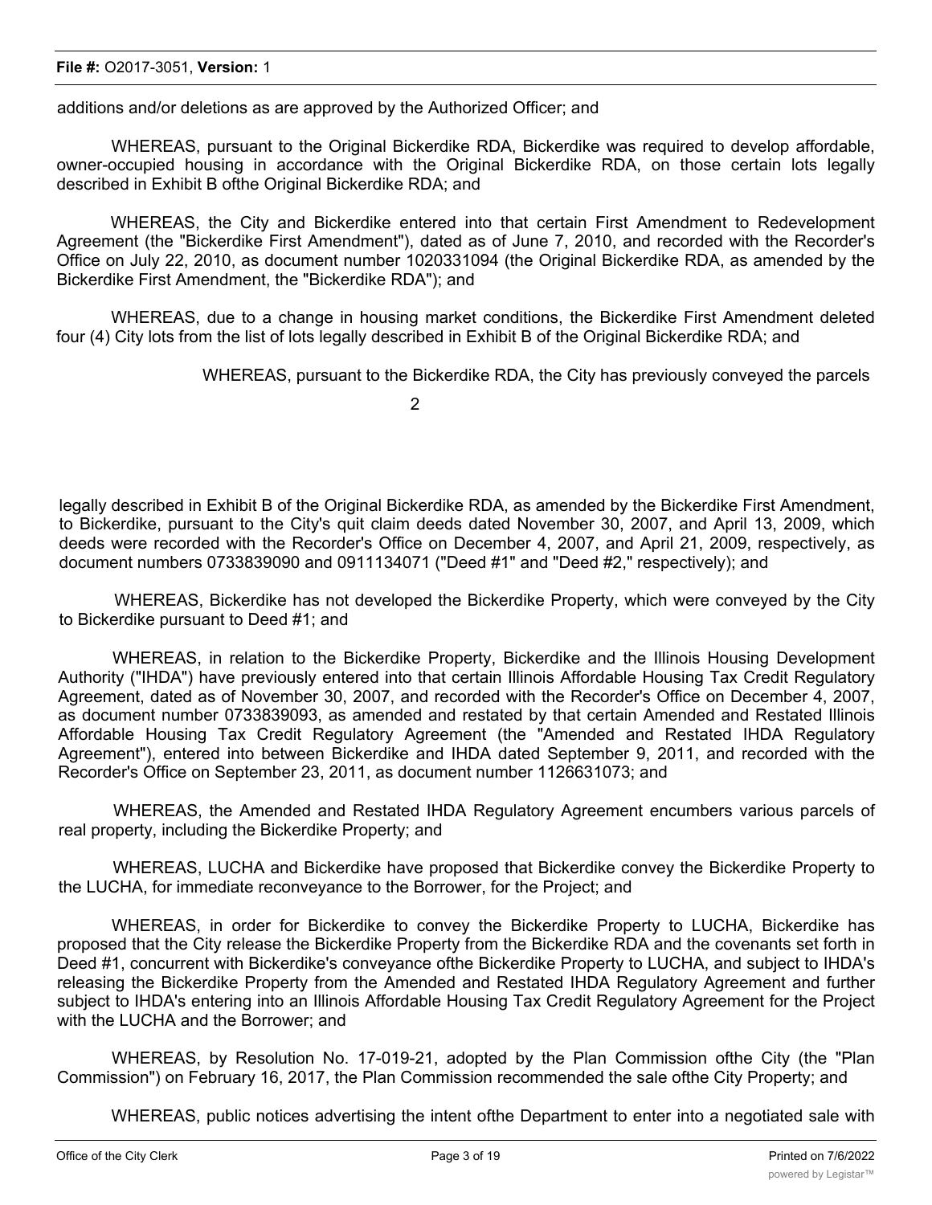additions and/or deletions as are approved by the Authorized Officer; and

WHEREAS, pursuant to the Original Bickerdike RDA, Bickerdike was required to develop affordable, owner-occupied housing in accordance with the Original Bickerdike RDA, on those certain lots legally described in Exhibit B ofthe Original Bickerdike RDA; and

WHEREAS, the City and Bickerdike entered into that certain First Amendment to Redevelopment Agreement (the "Bickerdike First Amendment"), dated as of June 7, 2010, and recorded with the Recorder's Office on July 22, 2010, as document number 1020331094 (the Original Bickerdike RDA, as amended by the Bickerdike First Amendment, the "Bickerdike RDA"); and

WHEREAS, due to a change in housing market conditions, the Bickerdike First Amendment deleted four (4) City lots from the list of lots legally described in Exhibit B of the Original Bickerdike RDA; and

WHEREAS, pursuant to the Bickerdike RDA, the City has previously conveyed the parcels legally described in Exhibit B of the Original Bickerdike RDA, as amended by the Bickerdike First Amendment, to Bickerdike, pursuant to the City's quit claim deeds dated November 30, 2007, and April 13, 2009, which deeds were recorded with the Recorder's Office on December 4, 2007, and April 21, 2009, respectively, as document numbers 0733839090 and 0911134071 ("Deed #1" and "Deed #2," respectively); and

WHEREAS, Bickerdike has not developed the Bickerdike Property, which were conveyed by the City to Bickerdike pursuant to Deed #1; and

WHEREAS, in relation to the Bickerdike Property, Bickerdike and the Illinois Housing Development Authority ("IHDA") have previously entered into that certain Illinois Affordable Housing Tax Credit Regulatory Agreement, dated as of November 30, 2007, and recorded with the Recorder's Office on December 4, 2007, as document number 0733839093, as amended and restated by that certain Amended and Restated Illinois Affordable Housing Tax Credit Regulatory Agreement (the "Amended and Restated IHDA Regulatory Agreement"), entered into between Bickerdike and IHDA dated September 9, 2011, and recorded with the Recorder's Office on September 23, 2011, as document number 1126631073; and

WHEREAS, the Amended and Restated IHDA Regulatory Agreement encumbers various parcels of real property, including the Bickerdike Property; and

WHEREAS, LUCHA and Bickerdike have proposed that Bickerdike convey the Bickerdike Property to the LUCHA, for immediate reconveyance to the Borrower, for the Project; and

WHEREAS, in order for Bickerdike to convey the Bickerdike Property to LUCHA, Bickerdike has proposed that the City release the Bickerdike Property from the Bickerdike RDA and the covenants set forth in Deed #1, concurrent with Bickerdike's conveyance ofthe Bickerdike Property to LUCHA, and subject to IHDA's releasing the Bickerdike Property from the Amended and Restated IHDA Regulatory Agreement and further subject to IHDA's entering into an Illinois Affordable Housing Tax Credit Regulatory Agreement for the Project with the LUCHA and the Borrower; and

WHEREAS, by Resolution No. 17-019-21, adopted by the Plan Commission ofthe City (the "Plan Commission") on February 16, 2017, the Plan Commission recommended the sale ofthe City Property; and

WHEREAS, public notices advertising the intent ofthe Department to enter into a negotiated sale with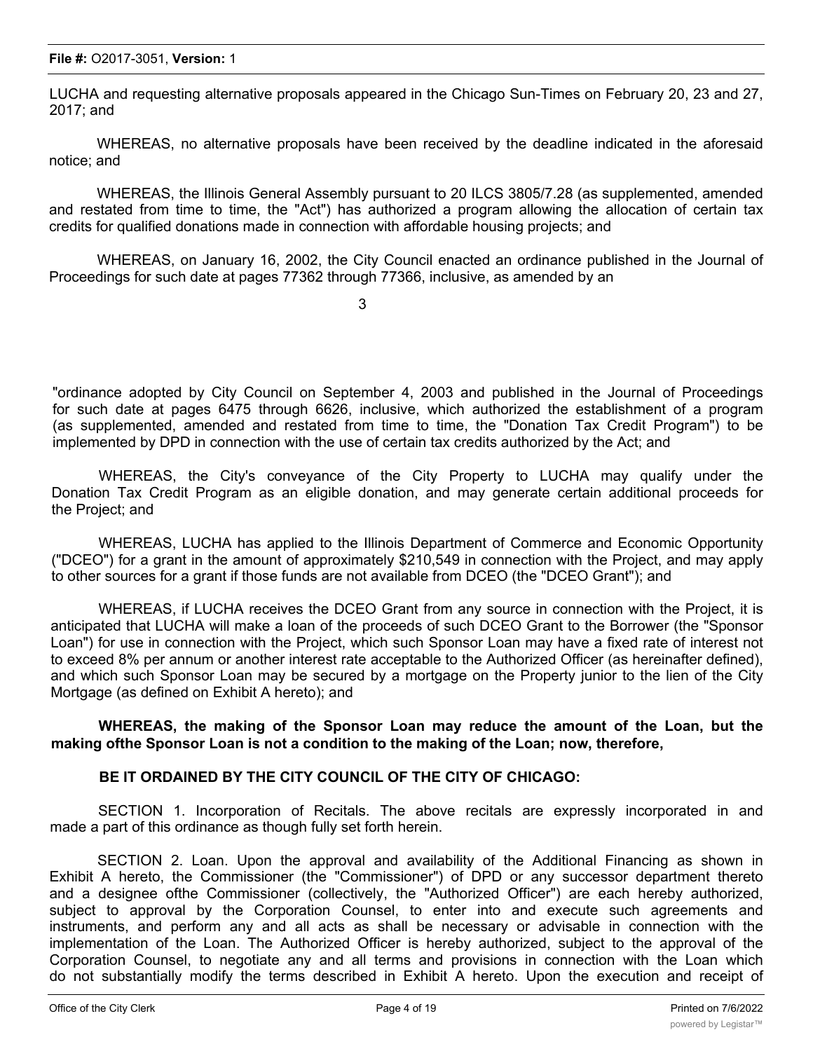LUCHA and requesting alternative proposals appeared in the Chicago Sun-Times on February 20, 23 and 27, 2017; and

WHEREAS, no alternative proposals have been received by the deadline indicated in the aforesaid notice; and

WHEREAS, the Illinois General Assembly pursuant to 20 ILCS 3805/7.28 (as supplemented, amended and restated from time to time, the "Act") has authorized a program allowing the allocation of certain tax credits for qualified donations made in connection with affordable housing projects; and

WHEREAS, on January 16, 2002, the City Council enacted an ordinance published in the Journal of Proceedings for such date at pages 77362 through 77366, inclusive, as amended by an

"ordinance adopted by City Council on September 4, 2003 and published in the Journal of Proceedings for such date at pages 6475 through 6626, inclusive, which authorized the establishment of a program (as supplemented, amended and restated from time to time, the "Donation Tax Credit Program") to be implemented by DPD in connection with the use of certain tax credits authorized by the Act; and

WHEREAS, the City's conveyance of the City Property to LUCHA may qualify under the Donation Tax Credit Program as an eligible donation, and may generate certain additional proceeds for the Project; and

WHEREAS, LUCHA has applied to the Illinois Department of Commerce and Economic Opportunity ("DCEO") for a grant in the amount of approximately $210,549 in connection with the Project, and may apply to other sources for a grant if those funds are not available from DCEO (the "DCEO Grant"); and

WHEREAS, if LUCHA receives the DCEO Grant from any source in connection with the Project, it is anticipated that LUCHA will make a loan of the proceeds of such DCEO Grant to the Borrower (the "Sponsor Loan") for use in connection with the Project, which such Sponsor Loan may have a fixed rate of interest not to exceed 8% per annum or another interest rate acceptable to the Authorized Officer (as hereinafter defined), and which such Sponsor Loan may be secured by a mortgage on the Property junior to the lien of the City Mortgage (as defined on Exhibit A hereto); and

**WHEREAS, the making of the Sponsor Loan may reduce the amount of the Loan, but the making ofthe Sponsor Loan is not a condition to the making of the Loan; now, therefore,**

**BE IT ORDAINED BY THE CITY COUNCIL OF THE CITY OF CHICAGO:**

SECTION 1. Incorporation of Recitals. The above recitals are expressly incorporated in and made a part of this ordinance as though fully set forth herein.

SECTION 2. Loan. Upon the approval and availability of the Additional Financing as shown in Exhibit A hereto, the Commissioner (the "Commissioner") of DPD or any successor department thereto and a designee ofthe Commissioner (collectively, the "Authorized Officer") are each hereby authorized, subject to approval by the Corporation Counsel, to enter into and execute such agreements and instruments, and perform any and all acts as shall be necessary or advisable in connection with the implementation of the Loan. The Authorized Officer is hereby authorized, subject to the approval of the Corporation Counsel, to negotiate any and all terms and provisions in connection with the Loan which do not substantially modify the terms described in Exhibit A hereto. Upon the execution and receipt of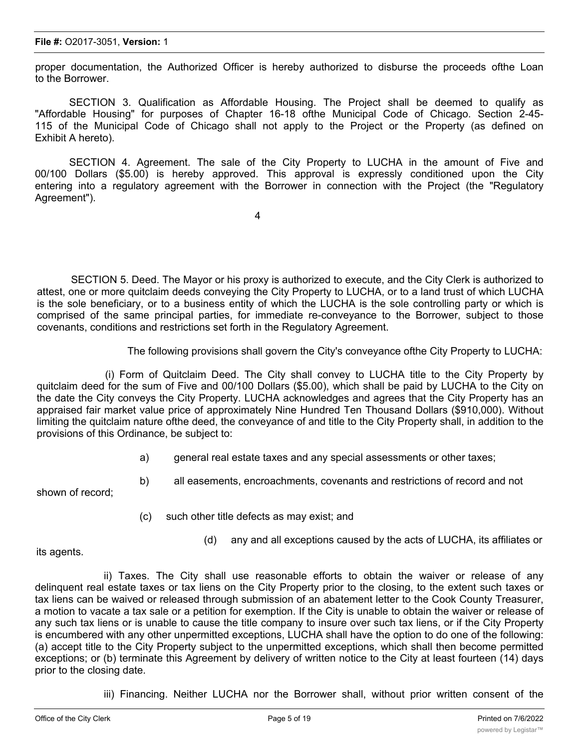proper documentation, the Authorized Officer is hereby authorized to disburse the proceeds ofthe Loan to the Borrower.

SECTION 3. Qualification as Affordable Housing. The Project shall be deemed to qualify as "Affordable Housing" for purposes of Chapter 16-18 ofthe Municipal Code of Chicago. Section 2-45-115 of the Municipal Code of Chicago shall not apply to the Project or the Property (as defined on Exhibit A hereto).

SECTION 4. Agreement. The sale of the City Property to LUCHA in the amount of Five and 00/100 Dollars ($5.00) is hereby approved. This approval is expressly conditioned upon the City entering into a regulatory agreement with the Borrower in connection with the Project (the "Regulatory Agreement").

SECTION 5. Deed. The Mayor or his proxy is authorized to execute, and the City Clerk is authorized to attest, one or more quitclaim deeds conveying the City Property to LUCHA, or to a land trust of which LUCHA is the sole beneficiary, or to a business entity of which the LUCHA is the sole controlling party or which is comprised of the same principal parties, for immediate re-conveyance to the Borrower, subject to those covenants, conditions and restrictions set forth in the Regulatory Agreement.

The following provisions shall govern the City's conveyance ofthe City Property to LUCHA:

(i) Form of Quitclaim Deed. The City shall convey to LUCHA title to the City Property by quitclaim deed for the sum of Five and 00/100 Dollars ($5.00), which shall be paid by LUCHA to the City on the date the City conveys the City Property. LUCHA acknowledges and agrees that the City Property has an appraised fair market value price of approximately Nine Hundred Ten Thousand Dollars ($910,000). Without limiting the quitclaim nature ofthe deed, the conveyance of and title to the City Property shall, in addition to the provisions of this Ordinance, be subject to:

a) general real estate taxes and any special assessments or other taxes;

b) all easements, encroachments, covenants and restrictions of record and not shown of record;

(c) such other title defects as may exist; and

(d) any and all exceptions caused by the acts of LUCHA, its affiliates or its agents.

ii) Taxes. The City shall use reasonable efforts to obtain the waiver or release of any delinquent real estate taxes or tax liens on the City Property prior to the closing, to the extent such taxes or tax liens can be waived or released through submission of an abatement letter to the Cook County Treasurer, a motion to vacate a tax sale or a petition for exemption. If the City is unable to obtain the waiver or release of any such tax liens or is unable to cause the title company to insure over such tax liens, or if the City Property is encumbered with any other unpermitted exceptions, LUCHA shall have the option to do one of the following: (a) accept title to the City Property subject to the unpermitted exceptions, which shall then become permitted exceptions; or (b) terminate this Agreement by delivery of written notice to the City at least fourteen (14) days prior to the closing date.

iii) Financing. Neither LUCHA nor the Borrower shall, without prior written consent of the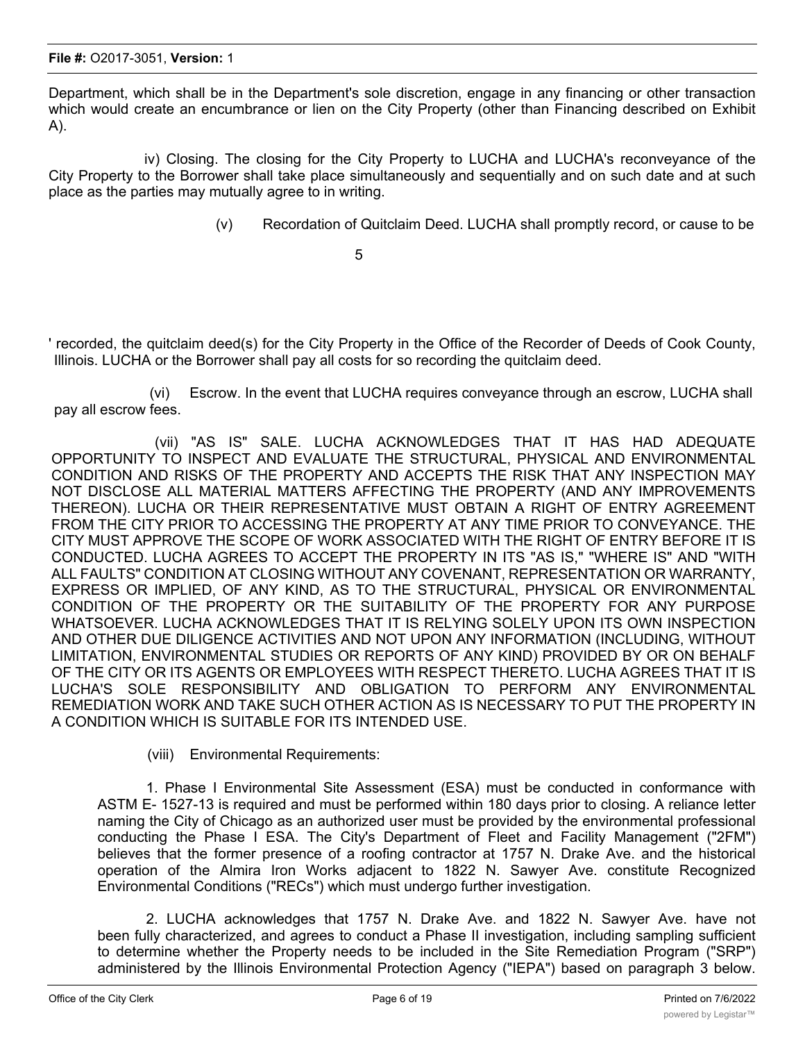Department, which shall be in the Department's sole discretion, engage in any financing or other transaction which would create an encumbrance or lien on the City Property (other than Financing described on Exhibit A).

iv) Closing. The closing for the City Property to LUCHA and LUCHA's reconveyance of the City Property to the Borrower shall take place simultaneously and sequentially and on such date and at such place as the parties may mutually agree to in writing.

(v) Recordation of Quitclaim Deed. LUCHA shall promptly record, or cause to be recorded, the quitclaim deed(s) for the City Property in the Office of the Recorder of Deeds of Cook County, Illinois. LUCHA or the Borrower shall pay all costs for so recording the quitclaim deed.

(vi) Escrow. In the event that LUCHA requires conveyance through an escrow, LUCHA shall pay all escrow fees.

(vii) "AS IS" SALE. LUCHA ACKNOWLEDGES THAT IT HAS HAD ADEQUATE OPPORTUNITY TO INSPECT AND EVALUATE THE STRUCTURAL, PHYSICAL AND ENVIRONMENTAL CONDITION AND RISKS OF THE PROPERTY AND ACCEPTS THE RISK THAT ANY INSPECTION MAY NOT DISCLOSE ALL MATERIAL MATTERS AFFECTING THE PROPERTY (AND ANY IMPROVEMENTS THEREON). LUCHA OR THEIR REPRESENTATIVE MUST OBTAIN A RIGHT OF ENTRY AGREEMENT FROM THE CITY PRIOR TO ACCESSING THE PROPERTY AT ANY TIME PRIOR TO CONVEYANCE. THE CITY MUST APPROVE THE SCOPE OF WORK ASSOCIATED WITH THE RIGHT OF ENTRY BEFORE IT IS CONDUCTED. LUCHA AGREES TO ACCEPT THE PROPERTY IN ITS "AS IS," "WHERE IS" AND "WITH ALL FAULTS" CONDITION AT CLOSING WITHOUT ANY COVENANT, REPRESENTATION OR WARRANTY, EXPRESS OR IMPLIED, OF ANY KIND, AS TO THE STRUCTURAL, PHYSICAL OR ENVIRONMENTAL CONDITION OF THE PROPERTY OR THE SUITABILITY OF THE PROPERTY FOR ANY PURPOSE WHATSOEVER. LUCHA ACKNOWLEDGES THAT IT IS RELYING SOLELY UPON ITS OWN INSPECTION AND OTHER DUE DILIGENCE ACTIVITIES AND NOT UPON ANY INFORMATION (INCLUDING, WITHOUT LIMITATION, ENVIRONMENTAL STUDIES OR REPORTS OF ANY KIND) PROVIDED BY OR ON BEHALF OF THE CITY OR ITS AGENTS OR EMPLOYEES WITH RESPECT THERETO. LUCHA AGREES THAT IT IS LUCHA'S SOLE RESPONSIBILITY AND OBLIGATION TO PERFORM ANY ENVIRONMENTAL REMEDIATION WORK AND TAKE SUCH OTHER ACTION AS IS NECESSARY TO PUT THE PROPERTY IN A CONDITION WHICH IS SUITABLE FOR ITS INTENDED USE.

(viii) Environmental Requirements:

1. Phase I Environmental Site Assessment (ESA) must be conducted in conformance with ASTM E- 1527-13 is required and must be performed within 180 days prior to closing. A reliance letter naming the City of Chicago as an authorized user must be provided by the environmental professional conducting the Phase I ESA. The City's Department of Fleet and Facility Management ("2FM") believes that the former presence of a roofing contractor at 1757 N. Drake Ave. and the historical operation of the Almira Iron Works adjacent to 1822 N. Sawyer Ave. constitute Recognized Environmental Conditions ("RECs") which must undergo further investigation.

2. LUCHA acknowledges that 1757 N. Drake Ave. and 1822 N. Sawyer Ave. have not been fully characterized, and agrees to conduct a Phase II investigation, including sampling sufficient to determine whether the Property needs to be included in the Site Remediation Program ("SRP") administered by the Illinois Environmental Protection Agency ("IEPA") based on paragraph 3 below.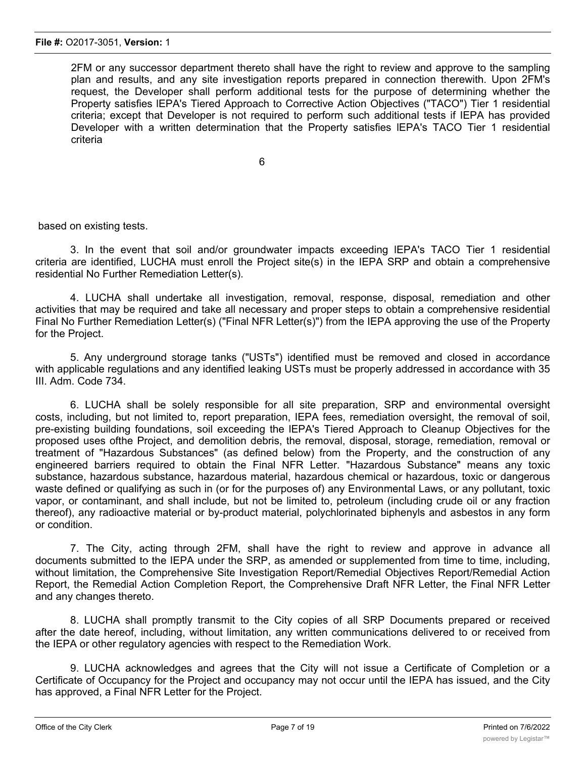2FM or any successor department thereto shall have the right to review and approve to the sampling plan and results, and any site investigation reports prepared in connection therewith. Upon 2FM's request, the Developer shall perform additional tests for the purpose of determining whether the Property satisfies IEPA's Tiered Approach to Corrective Action Objectives ("TACO") Tier 1 residential criteria; except that Developer is not required to perform such additional tests if IEPA has provided Developer with a written determination that the Property satisfies IEPA's TACO Tier 1 residential criteria based on existing tests.

3. In the event that soil and/or groundwater impacts exceeding IEPA's TACO Tier 1 residential criteria are identified, LUCHA must enroll the Project site(s) in the IEPA SRP and obtain a comprehensive residential No Further Remediation Letter(s).

4. LUCHA shall undertake all investigation, removal, response, disposal, remediation and other activities that may be required and take all necessary and proper steps to obtain a comprehensive residential Final No Further Remediation Letter(s) ("Final NFR Letter(s)") from the IEPA approving the use of the Property for the Project.

5. Any underground storage tanks ("USTs") identified must be removed and closed in accordance with applicable regulations and any identified leaking USTs must be properly addressed in accordance with 35 III. Adm. Code 734.

6. LUCHA shall be solely responsible for all site preparation, SRP and environmental oversight costs, including, but not limited to, report preparation, IEPA fees, remediation oversight, the removal of soil, pre-existing building foundations, soil exceeding the IEPA's Tiered Approach to Cleanup Objectives for the proposed uses ofthe Project, and demolition debris, the removal, disposal, storage, remediation, removal or treatment of "Hazardous Substances" (as defined below) from the Property, and the construction of any engineered barriers required to obtain the Final NFR Letter. "Hazardous Substance" means any toxic substance, hazardous substance, hazardous material, hazardous chemical or hazardous, toxic or dangerous waste defined or qualifying as such in (or for the purposes of) any Environmental Laws, or any pollutant, toxic vapor, or contaminant, and shall include, but not be limited to, petroleum (including crude oil or any fraction thereof), any radioactive material or by-product material, polychlorinated biphenyls and asbestos in any form or condition.

7. The City, acting through 2FM, shall have the right to review and approve in advance all documents submitted to the IEPA under the SRP, as amended or supplemented from time to time, including, without limitation, the Comprehensive Site Investigation Report/Remedial Objectives Report/Remedial Action Report, the Remedial Action Completion Report, the Comprehensive Draft NFR Letter, the Final NFR Letter and any changes thereto.

8. LUCHA shall promptly transmit to the City copies of all SRP Documents prepared or received after the date hereof, including, without limitation, any written communications delivered to or received from the IEPA or other regulatory agencies with respect to the Remediation Work.

9. LUCHA acknowledges and agrees that the City will not issue a Certificate of Completion or a Certificate of Occupancy for the Project and occupancy may not occur until the IEPA has issued, and the City has approved, a Final NFR Letter for the Project.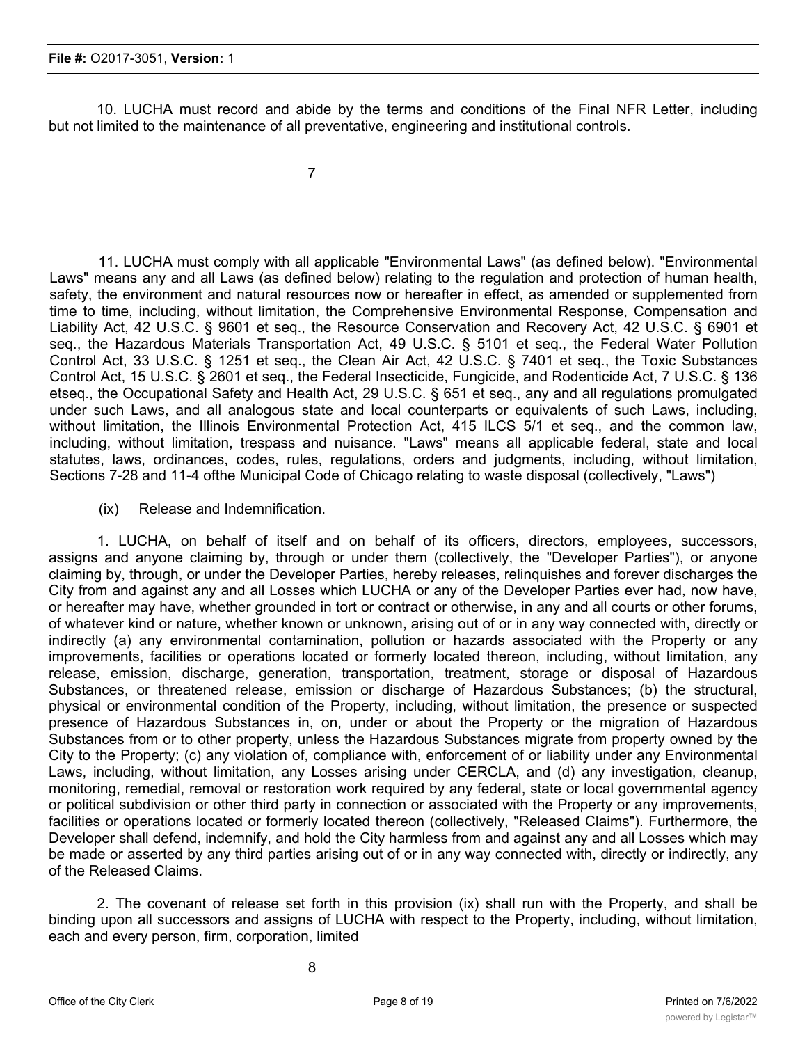10. LUCHA must record and abide by the terms and conditions of the Final NFR Letter, including but not limited to the maintenance of all preventative, engineering and institutional controls.

11. LUCHA must comply with all applicable "Environmental Laws" (as defined below). "Environmental Laws" means any and all Laws (as defined below) relating to the regulation and protection of human health, safety, the environment and natural resources now or hereafter in effect, as amended or supplemented from time to time, including, without limitation, the Comprehensive Environmental Response, Compensation and Liability Act, 42 U.S.C. § 9601 et seq., the Resource Conservation and Recovery Act, 42 U.S.C. § 6901 et seq., the Hazardous Materials Transportation Act, 49 U.S.C. § 5101 et seq., the Federal Water Pollution Control Act, 33 U.S.C. § 1251 et seq., the Clean Air Act, 42 U.S.C. § 7401 et seq., the Toxic Substances Control Act, 15 U.S.C. § 2601 et seq., the Federal Insecticide, Fungicide, and Rodenticide Act, 7 U.S.C. § 136 etseq., the Occupational Safety and Health Act, 29 U.S.C. § 651 et seq., any and all regulations promulgated under such Laws, and all analogous state and local counterparts or equivalents of such Laws, including, without limitation, the Illinois Environmental Protection Act, 415 ILCS 5/1 et seq., and the common law, including, without limitation, trespass and nuisance. "Laws" means all applicable federal, state and local statutes, laws, ordinances, codes, rules, regulations, orders and judgments, including, without limitation, Sections 7-28 and 11-4 ofthe Municipal Code of Chicago relating to waste disposal (collectively, "Laws")

(ix) Release and Indemnification.

1. LUCHA, on behalf of itself and on behalf of its officers, directors, employees, successors, assigns and anyone claiming by, through or under them (collectively, the "Developer Parties"), or anyone claiming by, through, or under the Developer Parties, hereby releases, relinquishes and forever discharges the City from and against any and all Losses which LUCHA or any of the Developer Parties ever had, now have, or hereafter may have, whether grounded in tort or contract or otherwise, in any and all courts or other forums, of whatever kind or nature, whether known or unknown, arising out of or in any way connected with, directly or indirectly (a) any environmental contamination, pollution or hazards associated with the Property or any improvements, facilities or operations located or formerly located thereon, including, without limitation, any release, emission, discharge, generation, transportation, treatment, storage or disposal of Hazardous Substances, or threatened release, emission or discharge of Hazardous Substances; (b) the structural, physical or environmental condition of the Property, including, without limitation, the presence or suspected presence of Hazardous Substances in, on, under or about the Property or the migration of Hazardous Substances from or to other property, unless the Hazardous Substances migrate from property owned by the City to the Property; (c) any violation of, compliance with, enforcement of or liability under any Environmental Laws, including, without limitation, any Losses arising under CERCLA, and (d) any investigation, cleanup, monitoring, remedial, removal or restoration work required by any federal, state or local governmental agency or political subdivision or other third party in connection or associated with the Property or any improvements, facilities or operations located or formerly located thereon (collectively, "Released Claims"). Furthermore, the Developer shall defend, indemnify, and hold the City harmless from and against any and all Losses which may be made or asserted by any third parties arising out of or in any way connected with, directly or indirectly, any of the Released Claims.

2. The covenant of release set forth in this provision (ix) shall run with the Property, and shall be binding upon all successors and assigns of LUCHA with respect to the Property, including, without limitation, each and every person, firm, corporation, limited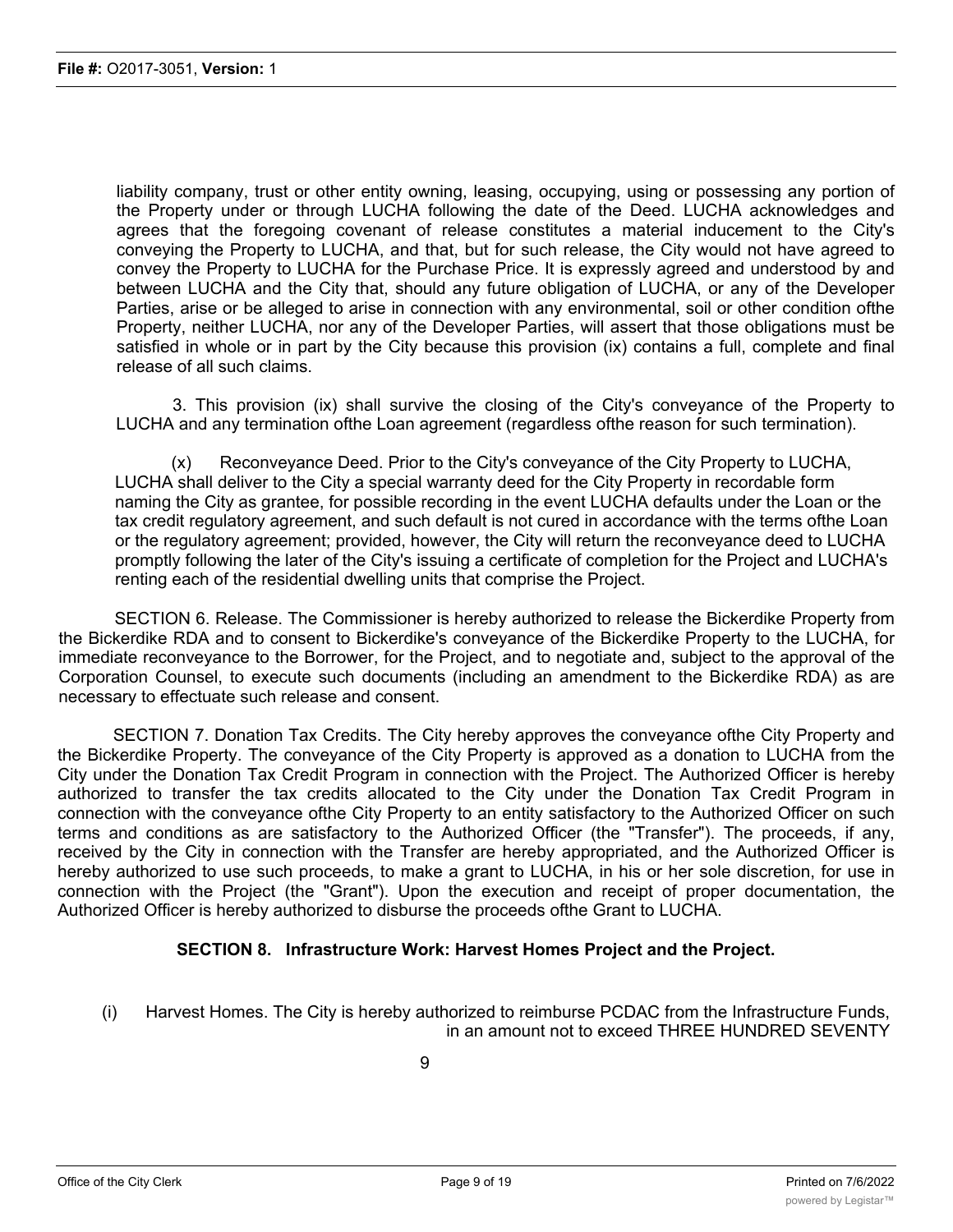liability company, trust or other entity owning, leasing, occupying, using or possessing any portion of the Property under or through LUCHA following the date of the Deed. LUCHA acknowledges and agrees that the foregoing covenant of release constitutes a material inducement to the City's conveying the Property to LUCHA, and that, but for such release, the City would not have agreed to convey the Property to LUCHA for the Purchase Price. It is expressly agreed and understood by and between LUCHA and the City that, should any future obligation of LUCHA, or any of the Developer Parties, arise or be alleged to arise in connection with any environmental, soil or other condition ofthe Property, neither LUCHA, nor any of the Developer Parties, will assert that those obligations must be satisfied in whole or in part by the City because this provision (ix) contains a full, complete and final release of all such claims.

3. This provision (ix) shall survive the closing of the City's conveyance of the Property to LUCHA and any termination ofthe Loan agreement (regardless ofthe reason for such termination).

(x) Reconveyance Deed. Prior to the City's conveyance of the City Property to LUCHA, LUCHA shall deliver to the City a special warranty deed for the City Property in recordable form naming the City as grantee, for possible recording in the event LUCHA defaults under the Loan or the tax credit regulatory agreement, and such default is not cured in accordance with the terms ofthe Loan or the regulatory agreement; provided, however, the City will return the reconveyance deed to LUCHA promptly following the later of the City's issuing a certificate of completion for the Project and LUCHA's renting each of the residential dwelling units that comprise the Project.

SECTION 6. Release. The Commissioner is hereby authorized to release the Bickerdike Property from the Bickerdike RDA and to consent to Bickerdike's conveyance of the Bickerdike Property to the LUCHA, for immediate reconveyance to the Borrower, for the Project, and to negotiate and, subject to the approval of the Corporation Counsel, to execute such documents (including an amendment to the Bickerdike RDA) as are necessary to effectuate such release and consent.

SECTION 7. Donation Tax Credits. The City hereby approves the conveyance ofthe City Property and the Bickerdike Property. The conveyance of the City Property is approved as a donation to LUCHA from the City under the Donation Tax Credit Program in connection with the Project. The Authorized Officer is hereby authorized to transfer the tax credits allocated to the City under the Donation Tax Credit Program in connection with the conveyance ofthe City Property to an entity satisfactory to the Authorized Officer on such terms and conditions as are satisfactory to the Authorized Officer (the "Transfer"). The proceeds, if any, received by the City in connection with the Transfer are hereby appropriated, and the Authorized Officer is hereby authorized to use such proceeds, to make a grant to LUCHA, in his or her sole discretion, for use in connection with the Project (the "Grant"). Upon the execution and receipt of proper documentation, the Authorized Officer is hereby authorized to disburse the proceeds ofthe Grant to LUCHA.

**SECTION 8. Infrastructure Work: Harvest Homes Project and the Project.**

(i) Harvest Homes. The City is hereby authorized to reimburse PCDAC from the Infrastructure Funds, in an amount not to exceed THREE HUNDRED SEVENTY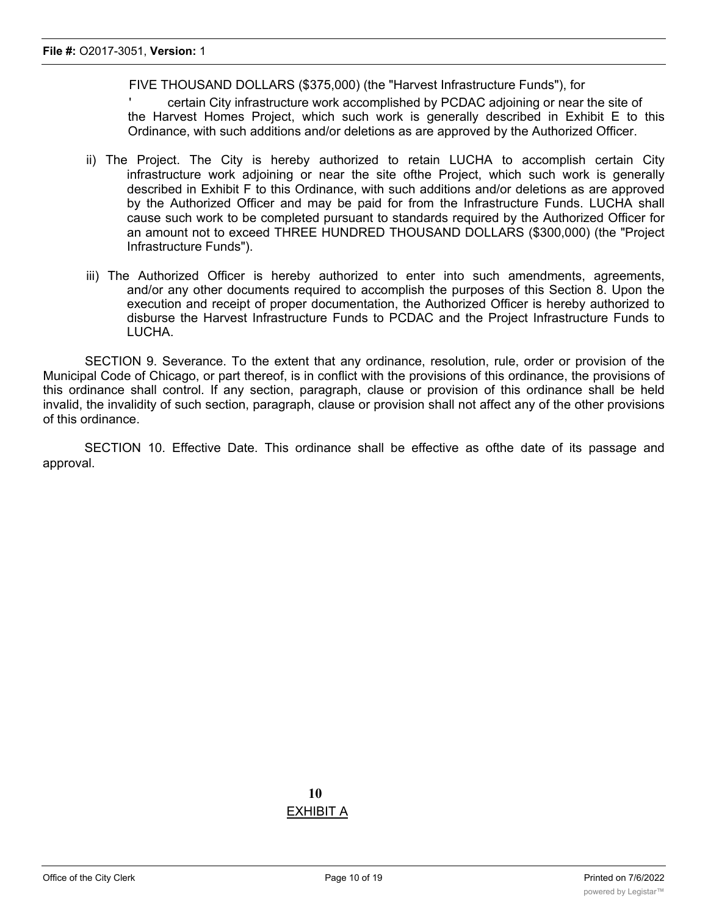FIVE THOUSAND DOLLARS ($375,000) (the "Harvest Infrastructure Funds"), for

' certain City infrastructure work accomplished by PCDAC adjoining or near the site of the Harvest Homes Project, which such work is generally described in Exhibit E to this Ordinance, with such additions and/or deletions as are approved by the Authorized Officer.

ii) The Project. The City is hereby authorized to retain LUCHA to accomplish certain City infrastructure work adjoining or near the site ofthe Project, which such work is generally described in Exhibit F to this Ordinance, with such additions and/or deletions as are approved by the Authorized Officer and may be paid for from the Infrastructure Funds. LUCHA shall cause such work to be completed pursuant to standards required by the Authorized Officer for an amount not to exceed THREE HUNDRED THOUSAND DOLLARS ($300,000) (the "Project Infrastructure Funds").

iii) The Authorized Officer is hereby authorized to enter into such amendments, agreements, and/or any other documents required to accomplish the purposes of this Section 8. Upon the execution and receipt of proper documentation, the Authorized Officer is hereby authorized to disburse the Harvest Infrastructure Funds to PCDAC and the Project Infrastructure Funds to LUCHA.

SECTION 9. Severance. To the extent that any ordinance, resolution, rule, order or provision of the Municipal Code of Chicago, or part thereof, is in conflict with the provisions of this ordinance, the provisions of this ordinance shall control. If any section, paragraph, clause or provision of this ordinance shall be held invalid, the invalidity of such section, paragraph, clause or provision shall not affect any of the other provisions of this ordinance.

SECTION 10. Effective Date. This ordinance shall be effective as ofthe date of its passage and approval.

EXHIBIT A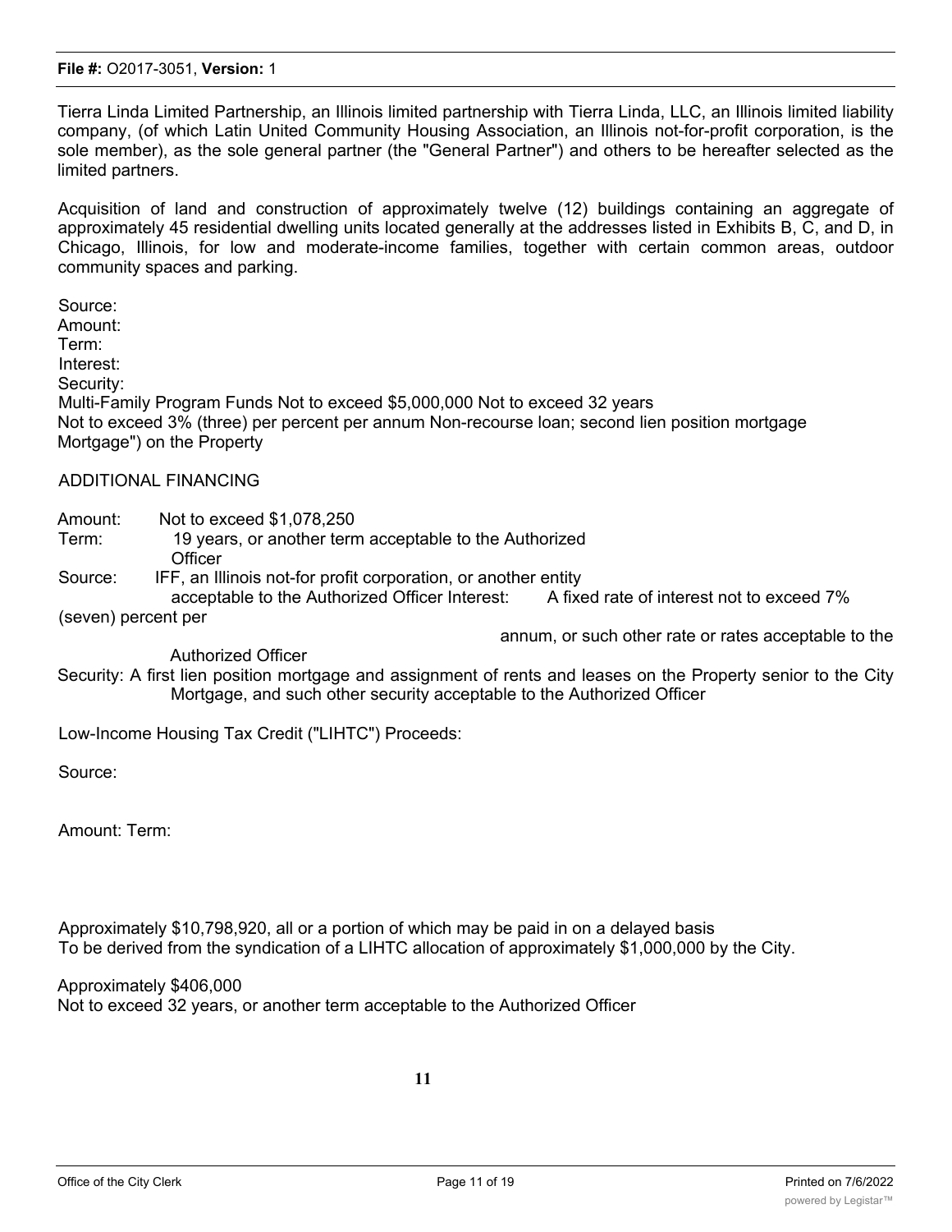**File #:** O2017-3051, **Version:** 1

Tierra Linda Limited Partnership, an Illinois limited partnership with Tierra Linda, LLC, an Illinois limited liability company, (of which Latin United Community Housing Association, an Illinois not-for-profit corporation, is the sole member), as the sole general partner (the "General Partner") and others to be hereafter selected as the limited partners.

Acquisition of land and construction of approximately twelve (12) buildings containing an aggregate of approximately 45 residential dwelling units located generally at the addresses listed in Exhibits B, C, and D, in Chicago, Illinois, for low and moderate-income families, together with certain common areas, outdoor community spaces and parking.

Source:
Amount:
Term:
Interest:
Security:
Multi-Family Program Funds Not to exceed $5,000,000 Not to exceed 32 years
Not to exceed 3% (three) per percent per annum Non-recourse loan; second lien position mortgage Mortgage") on the Property

ADDITIONAL FINANCING

Amount: Not to exceed $1,078,250

Term: 19 years, or another term acceptable to the Authorized Officer

Source: IFF, an Illinois not-for profit corporation, or another entity acceptable to the Authorized Officer Interest: A fixed rate of interest not to exceed 7% (seven) percent per annum, or such other rate or rates acceptable to the Authorized Officer

Security: A first lien position mortgage and assignment of rents and leases on the Property senior to the City Mortgage, and such other security acceptable to the Authorized Officer

Low-Income Housing Tax Credit ("LIHTC") Proceeds:

Source:

Amount: Term:

Approximately $10,798,920, all or a portion of which may be paid in on a delayed basis
To be derived from the syndication of a LIHTC allocation of approximately $1,000,000 by the City.

Approximately $406,000
Not to exceed 32 years, or another term acceptable to the Authorized Officer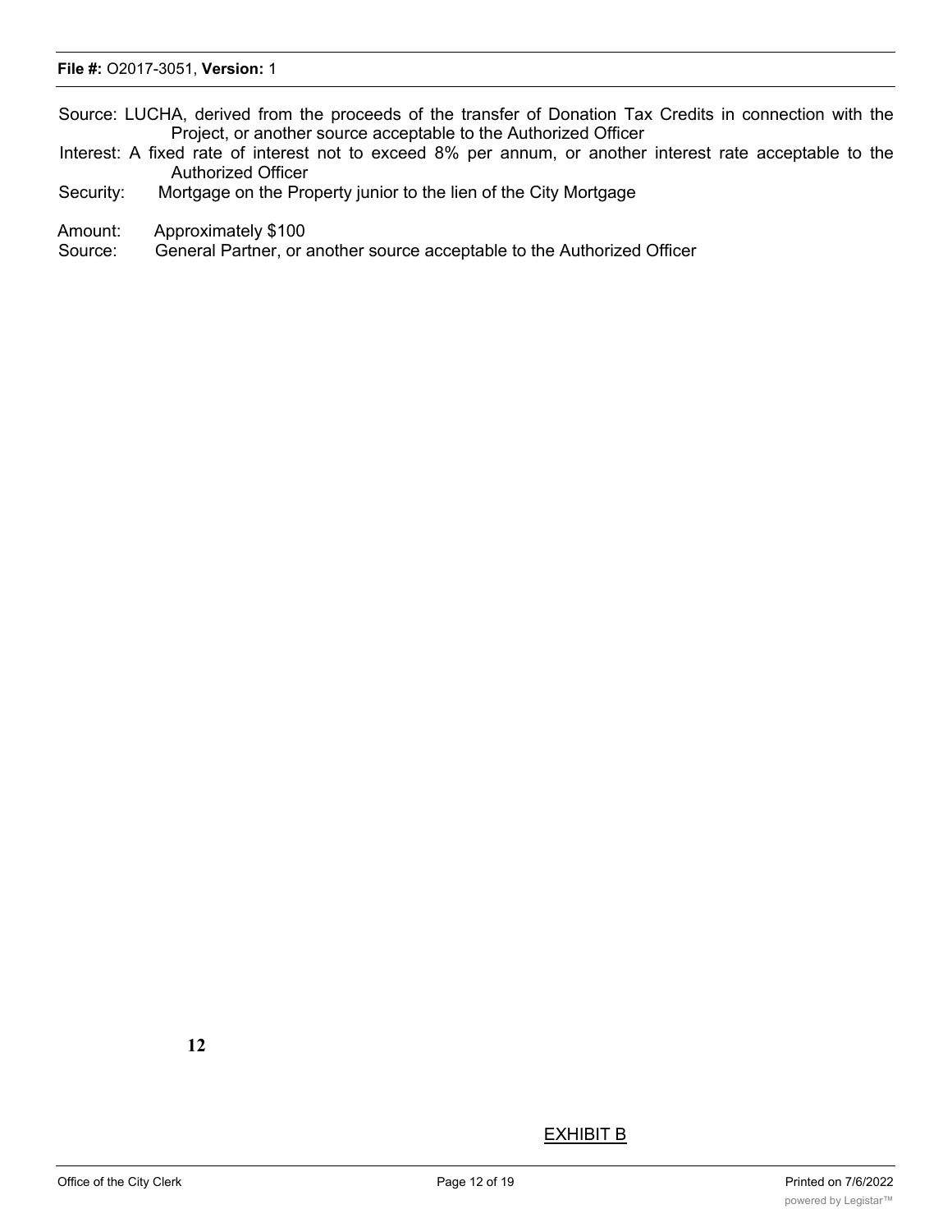Source: LUCHA, derived from the proceeds of the transfer of Donation Tax Credits in connection with the Project, or another source acceptable to the Authorized Officer

Interest: A fixed rate of interest not to exceed 8% per annum, or another interest rate acceptable to the Authorized Officer

Security: Mortgage on the Property junior to the lien of the City Mortgage

Amount: Approximately $100

Source: General Partner, or another source acceptable to the Authorized Officer

**12**

EXHIBIT B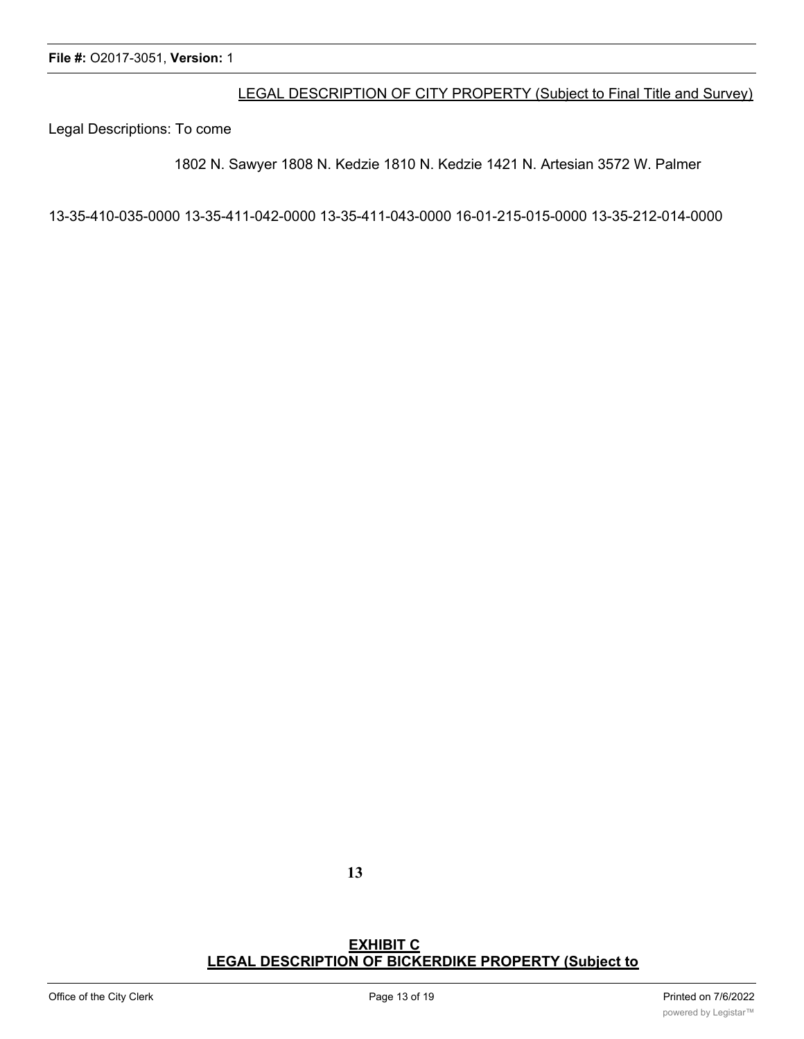LEGAL DESCRIPTION OF CITY PROPERTY (Subject to Final Title and Survey)

Legal Descriptions: To come

1802 N. Sawyer 1808 N. Kedzie 1810 N. Kedzie 1421 N. Artesian 3572 W. Palmer

13-35-410-035-0000 13-35-411-042-0000 13-35-411-043-0000 16-01-215-015-0000 13-35-212-014-0000

**EXHIBIT C**
**LEGAL DESCRIPTION OF BICKERDIKE PROPERTY (Subject to**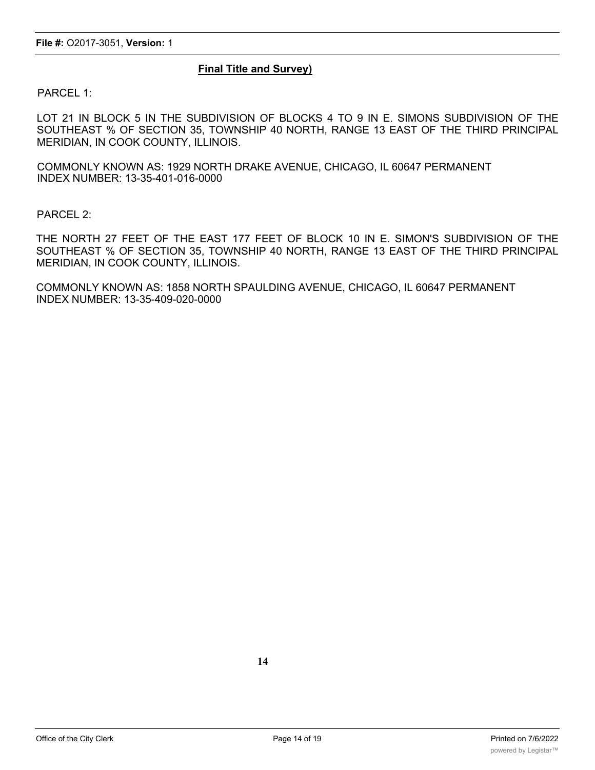**Final Title and Survey)**

PARCEL 1:

LOT 21 IN BLOCK 5 IN THE SUBDIVISION OF BLOCKS 4 TO 9 IN E. SIMONS SUBDIVISION OF THE SOUTHEAST % OF SECTION 35, TOWNSHIP 40 NORTH, RANGE 13 EAST OF THE THIRD PRINCIPAL MERIDIAN, IN COOK COUNTY, ILLINOIS.

COMMONLY KNOWN AS: 1929 NORTH DRAKE AVENUE, CHICAGO, IL 60647 PERMANENT INDEX NUMBER: 13-35-401-016-0000

PARCEL 2:

THE NORTH 27 FEET OF THE EAST 177 FEET OF BLOCK 10 IN E. SIMON'S SUBDIVISION OF THE SOUTHEAST % OF SECTION 35, TOWNSHIP 40 NORTH, RANGE 13 EAST OF THE THIRD PRINCIPAL MERIDIAN, IN COOK COUNTY, ILLINOIS.

COMMONLY KNOWN AS: 1858 NORTH SPAULDING AVENUE, CHICAGO, IL 60647 PERMANENT INDEX NUMBER: 13-35-409-020-0000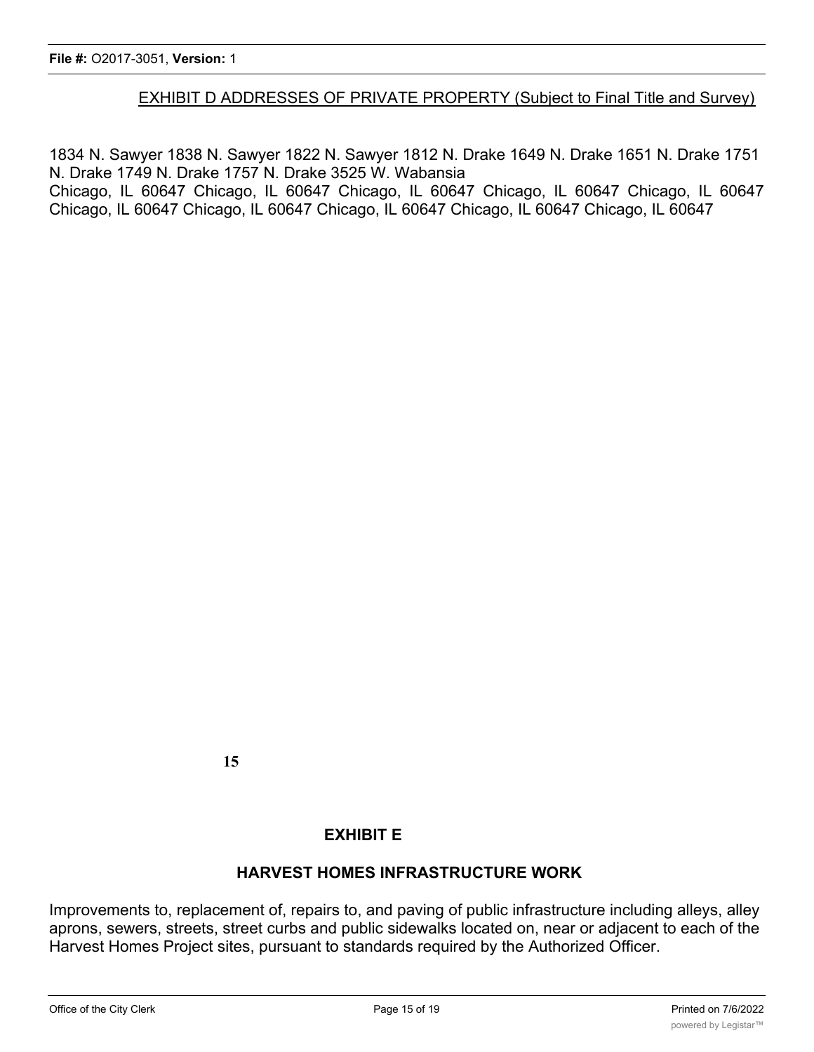EXHIBIT D ADDRESSES OF PRIVATE PROPERTY (Subject to Final Title and Survey)

1834 N. Sawyer 1838 N. Sawyer 1822 N. Sawyer 1812 N. Drake 1649 N. Drake 1651 N. Drake 1751 N. Drake 1749 N. Drake 1757 N. Drake 3525 W. Wabansia
Chicago, IL 60647 Chicago, IL 60647 Chicago, IL 60647 Chicago, IL 60647 Chicago, IL 60647 Chicago, IL 60647 Chicago, IL 60647 Chicago, IL 60647 Chicago, IL 60647 Chicago, IL 60647

**15**

## EXHIBIT E

## HARVEST HOMES INFRASTRUCTURE WORK

Improvements to, replacement of, repairs to, and paving of public infrastructure including alleys, alley aprons, sewers, streets, street curbs and public sidewalks located on, near or adjacent to each of the Harvest Homes Project sites, pursuant to standards required by the Authorized Officer.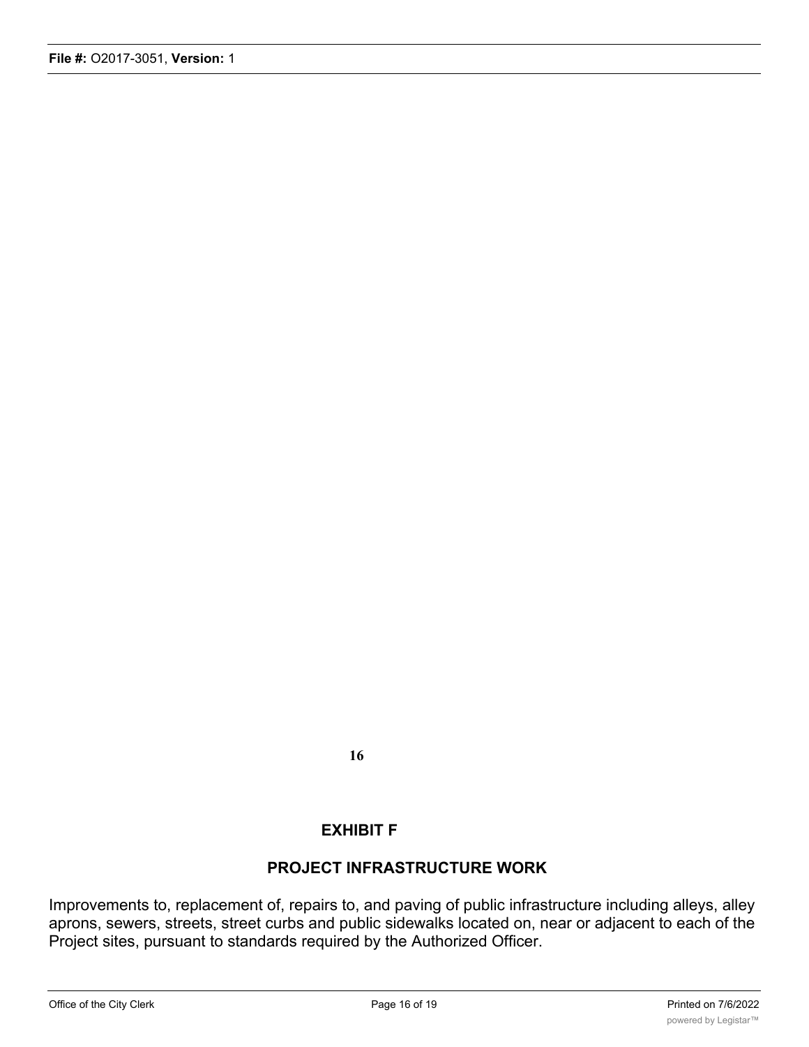# EXHIBIT F

## PROJECT INFRASTRUCTURE WORK

Improvements to, replacement of, repairs to, and paving of public infrastructure including alleys, alley aprons, sewers, streets, street curbs and public sidewalks located on, near or adjacent to each of the Project sites, pursuant to standards required by the Authorized Officer.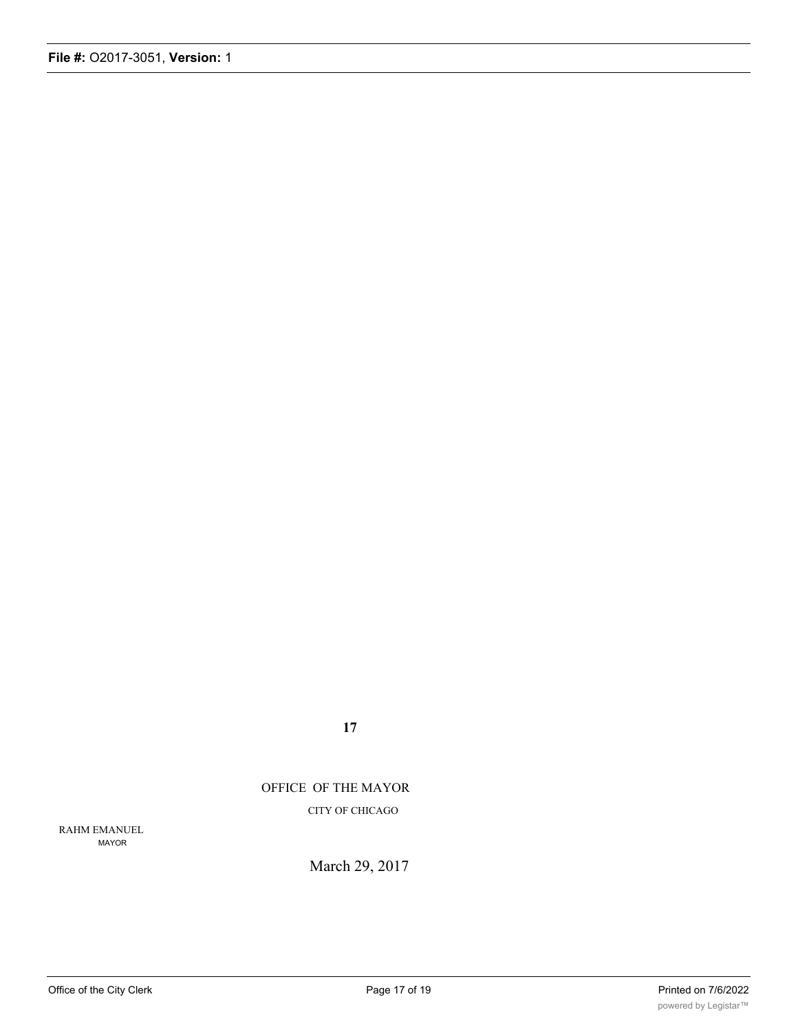17

OFFICE OF THE MAYOR

CITY OF CHICAGO

RAHM EMANUEL
MAYOR

March 29, 2017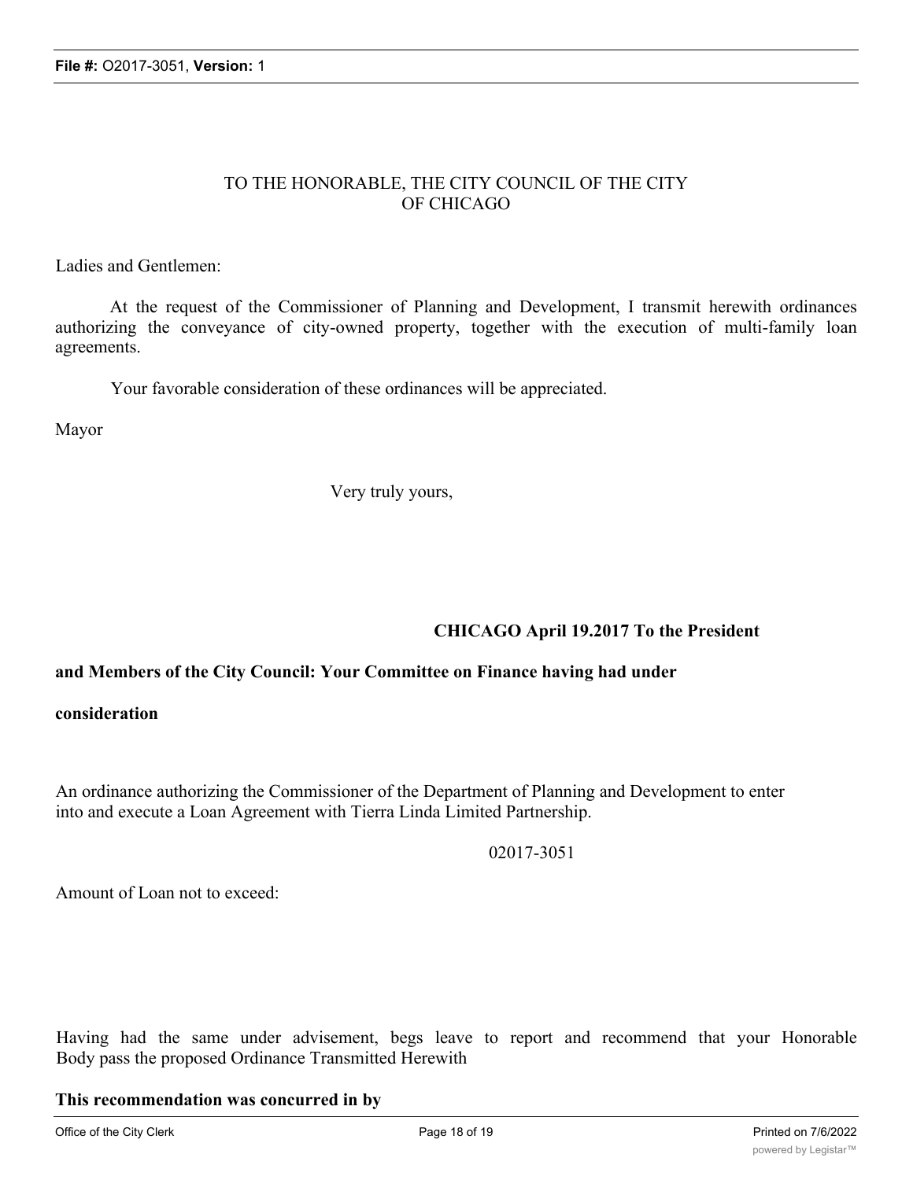TO THE HONORABLE, THE CITY COUNCIL OF THE CITY OF CHICAGO

Ladies and Gentlemen:

At the request of the Commissioner of Planning and Development, I transmit herewith ordinances authorizing the conveyance of city-owned property, together with the execution of multi-family loan agreements.

Your favorable consideration of these ordinances will be appreciated.

Mayor

Very truly yours,

**CHICAGO April 19.2017 To the President**

**and Members of the City Council: Your Committee on Finance having had under**

**consideration**

An ordinance authorizing the Commissioner of the Department of Planning and Development to enter into and execute a Loan Agreement with Tierra Linda Limited Partnership.

02017-3051

Amount of Loan not to exceed:

Having had the same under advisement, begs leave to report and recommend that your Honorable Body pass the proposed Ordinance Transmitted Herewith

**This recommendation was concurred in by**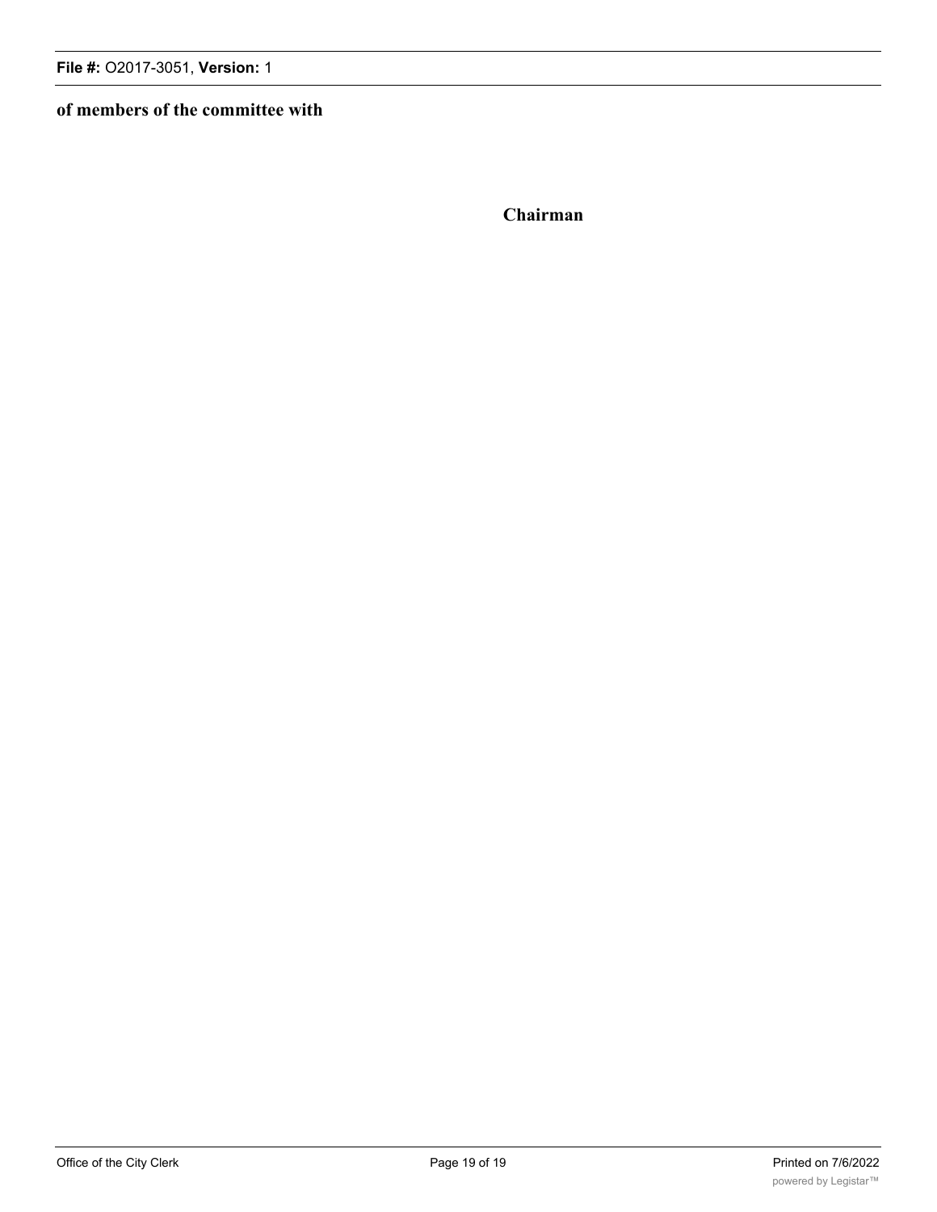**of members of the committee with**

**Chairman**